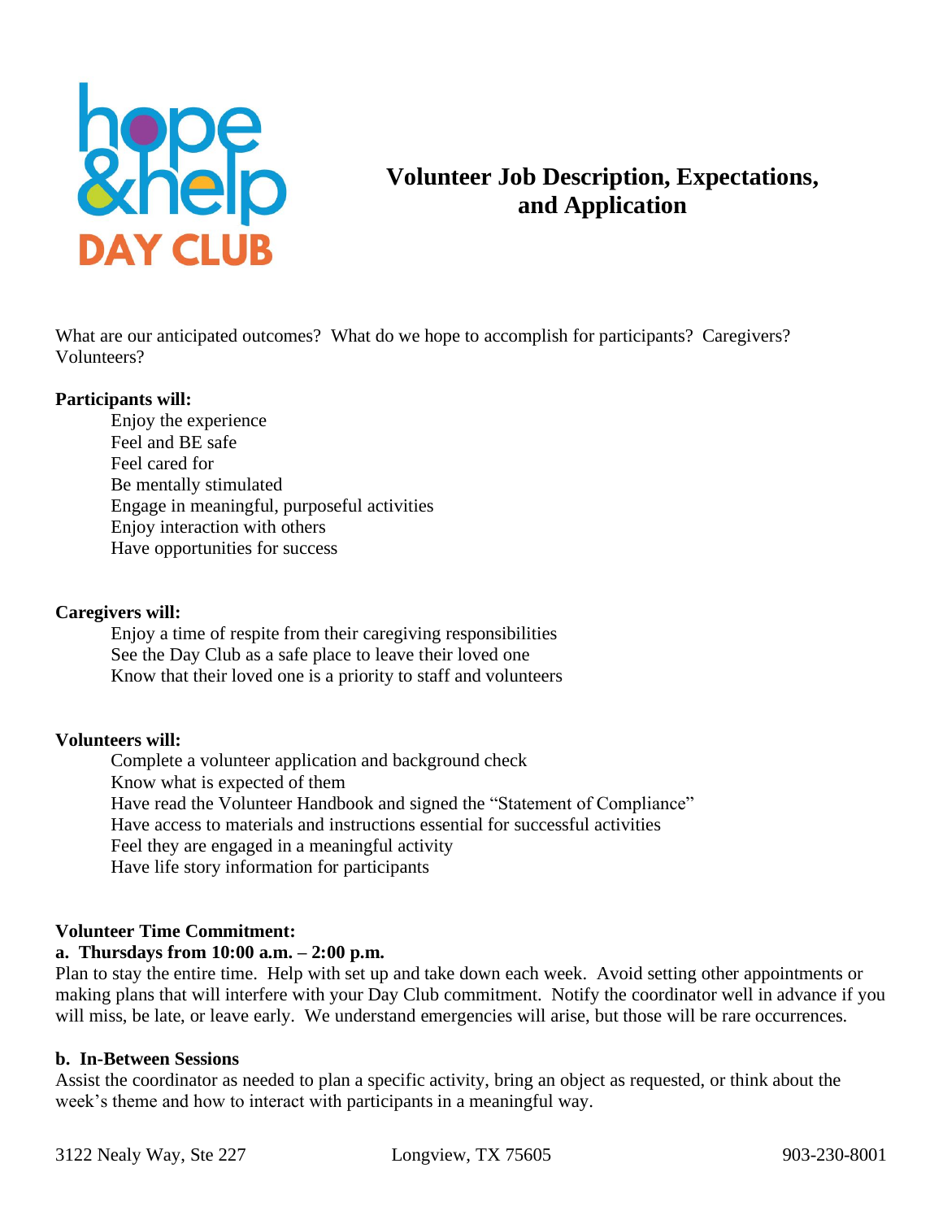hope & help DAY CLUB

# Volunteer Job Description, Expectations, and Application

What are our anticipated outcomes? What do we hope to accomplish for participants? Caregivers? Volunteers?

**Participants will:**

- Enjoy the experience
- Feel and BE safe
- Feel cared for
- Be mentally stimulated
- Engage in meaningful, purposeful activities
- Enjoy interaction with others
- Have opportunities for success

**Caregivers will:**

- Enjoy a time of respite from their caregiving responsibilities
- See the Day Club as a safe place to leave their loved one
- Know that their loved one is a priority to staff and volunteers

**Volunteers will:**

- Complete a volunteer application and background check
- Know what is expected of them
- Have read the Volunteer Handbook and signed the "Statement of Compliance"
- Have access to materials and instructions essential for successful activities
- Feel they are engaged in a meaningful activity
- Have life story information for participants

**Volunteer Time Commitment:**

**a. Thursdays from 10:00 a.m. – 2:00 p.m.**

Plan to stay the entire time. Help with set up and take down each week. Avoid setting other appointments or making plans that will interfere with your Day Club commitment. Notify the coordinator well in advance if you will miss, be late, or leave early. We understand emergencies will arise, but those will be rare occurrences.

**b. In-Between Sessions**

Assist the coordinator as needed to plan a specific activity, bring an object as requested, or think about the week's theme and how to interact with participants in a meaningful way.

3122 Nealy Way, Ste 227 Longview, TX 75605 903-230-8001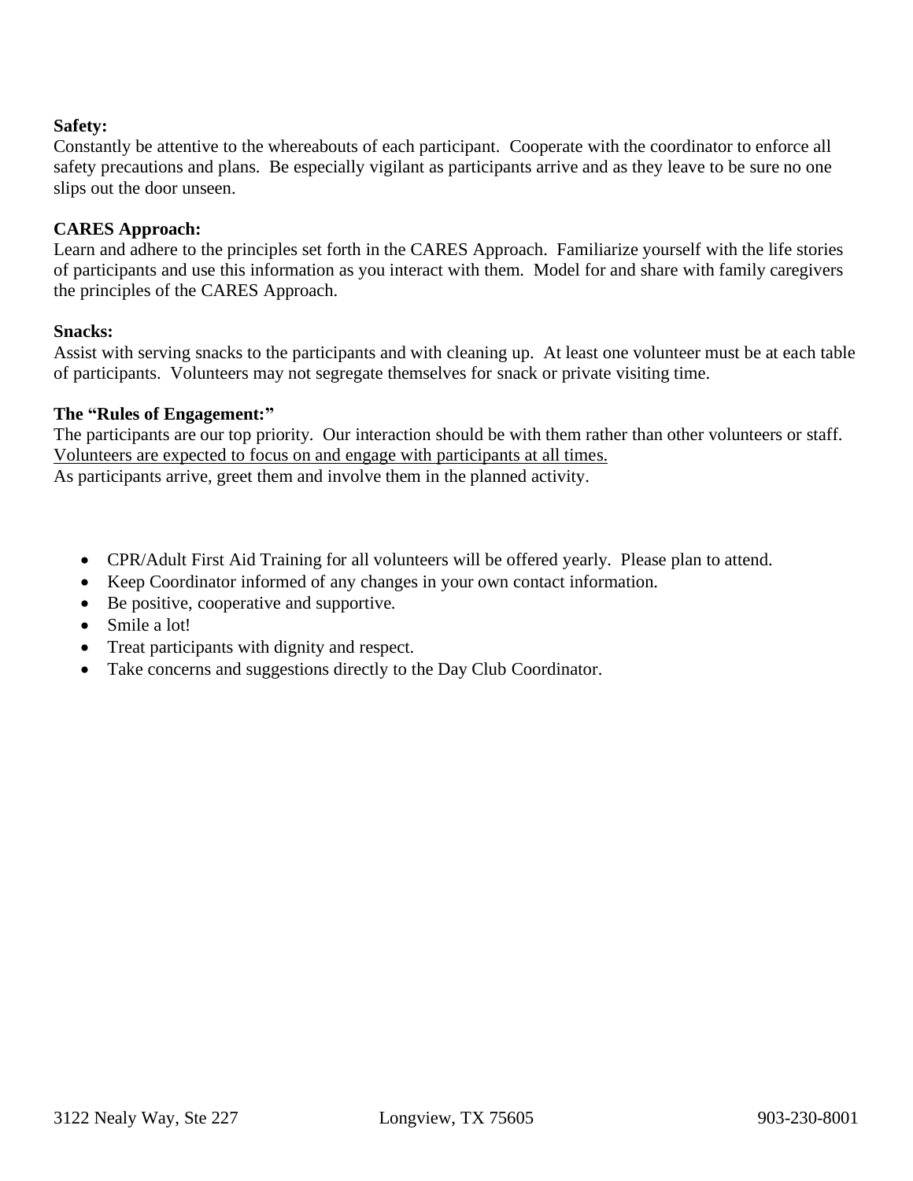**Safety:**
Constantly be attentive to the whereabouts of each participant. Cooperate with the coordinator to enforce all safety precautions and plans. Be especially vigilant as participants arrive and as they leave to be sure no one slips out the door unseen.

**CARES Approach:**
Learn and adhere to the principles set forth in the CARES Approach. Familiarize yourself with the life stories of participants and use this information as you interact with them. Model for and share with family caregivers the principles of the CARES Approach.

**Snacks:**
Assist with serving snacks to the participants and with cleaning up. At least one volunteer must be at each table of participants. Volunteers may not segregate themselves for snack or private visiting time.

**The "Rules of Engagement:"**
The participants are our top priority. Our interaction should be with them rather than other volunteers or staff. <u>Volunteers are expected to focus on and engage with participants at all times.</u>
As participants arrive, greet them and involve them in the planned activity.

- CPR/Adult First Aid Training for all volunteers will be offered yearly. Please plan to attend.
- Keep Coordinator informed of any changes in your own contact information.
- Be positive, cooperative and supportive.
- Smile a lot!
- Treat participants with dignity and respect.
- Take concerns and suggestions directly to the Day Club Coordinator.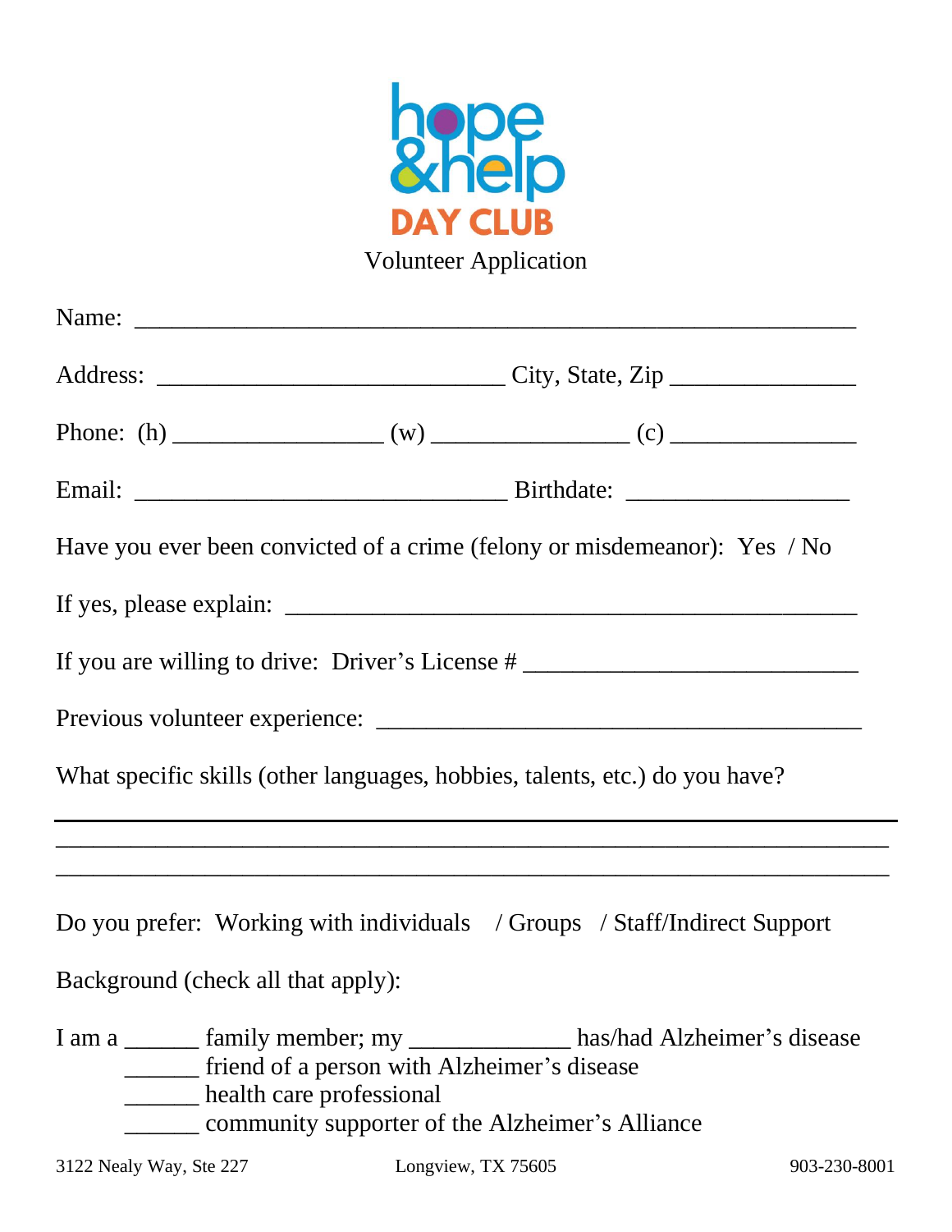# hope & help DAY CLUB

## Volunteer Application

Name: ________________________________________________________

Address: ____________________________ City, State, Zip _______________

Phone: (h) _________________ (w) ________________ (c) _______________

Email: ______________________________ Birthdate: __________________

Have you ever been convicted of a crime (felony or misdemeanor): Yes / No

If yes, please explain: ____________________________________________

If you are willing to drive: Driver's License # ___________________________

Previous volunteer experience: _______________________________________

What specific skills (other languages, hobbies, talents, etc.) do you have?

___________________________________________________________________

___________________________________________________________________

___________________________________________________________________

Do you prefer: Working with individuals / Groups / Staff/Indirect Support

Background (check all that apply):

I am a ______ family member; my _____________ has/had Alzheimer's disease

______ friend of a person with Alzheimer's disease

______ health care professional

______ community supporter of the Alzheimer's Alliance

3122 Nealy Way, Ste 227 Longview, TX 75605 903-230-8001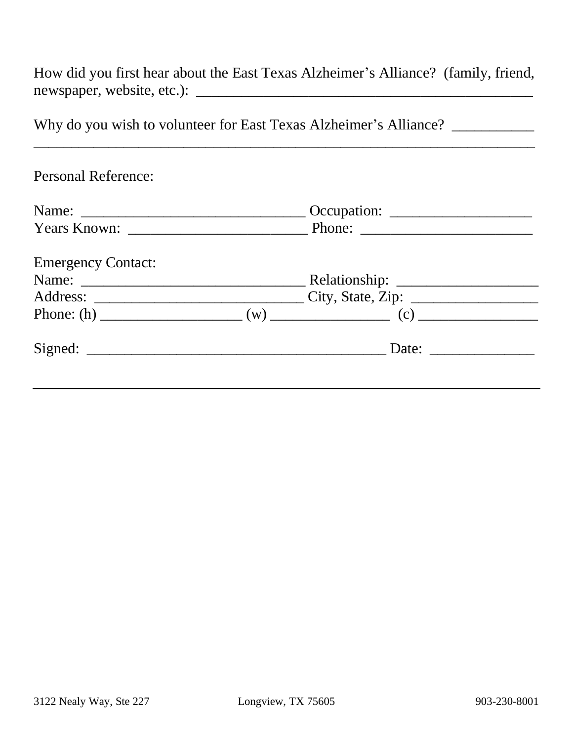How did you first hear about the East Texas Alzheimer's Alliance? (family, friend, newspaper, website, etc.): _______________________________________________

Why do you wish to volunteer for East Texas Alzheimer's Alliance? ___________
_____________________________________________________________________

Personal Reference:

Name: _______________________________ Occupation: ___________________
Years Known: ________________________ Phone: _______________________

Emergency Contact:
Name: _______________________________ Relationship: ___________________
Address: ____________________________ City, State, Zip: _________________
Phone: (h) ___________________ (w) ________________ (c) ________________

Signed: _________________________________________ Date: ______________

---

3122 Nealy Way, Ste 227 Longview, TX 75605 903-230-8001